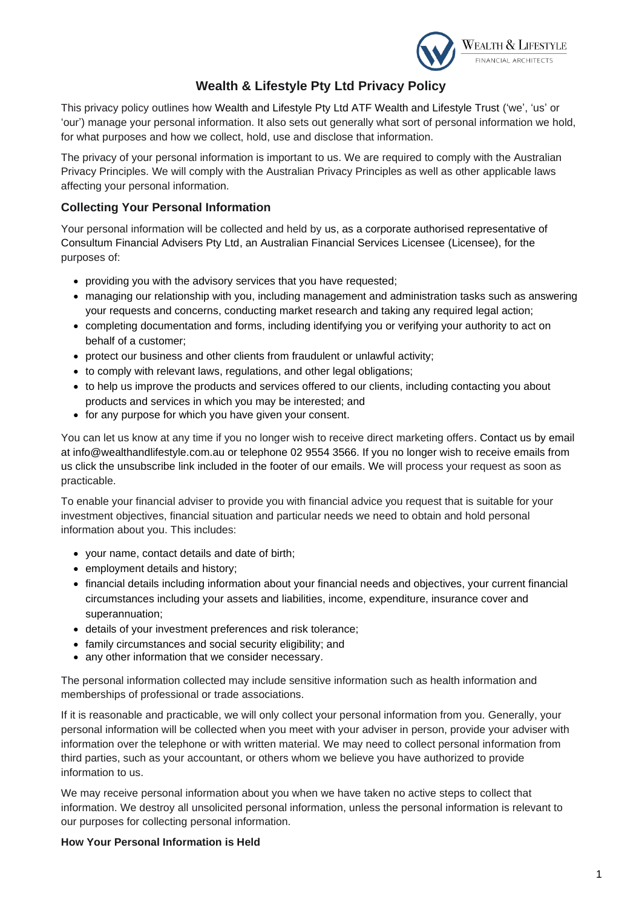# Wealth & Lifestyle Pty Ltd Privacy Policy

This privacy policy outlines how Wealth and Lifestyle Pty Ltd ATF Wealth and Lifestyle Trust ('we', 'us' or 'our') manage your personal information. It also sets out generally what sort of personal information we hold, for what purposes and how we collect, hold, use and disclose that information.

The privacy of your personal information is important to us. We are required to comply with the Australian Privacy Principles. We will comply with the Australian Privacy Principles as well as other applicable laws affecting your personal information.

## Collecting Your Personal Information

Your personal information will be collected and held by us, as a corporate authorised representative of Consultum Financial Advisers Pty Ltd, an Australian Financial Services Licensee (Licensee), for the purposes of:

- providing you with the advisory services that you have requested;
- managing our relationship with you, including management and administration tasks such as answering your requests and concerns, conducting market research and taking any required legal action;
- completing documentation and forms, including identifying you or verifying your authority to act on behalf of a customer;
- protect our business and other clients from fraudulent or unlawful activity;
- to comply with relevant laws, regulations, and other legal obligations;
- to help us improve the products and services offered to our clients, including contacting you about products and services in which you may be interested; and
- for any purpose for which you have given your consent.

You can let us know at any time if you no longer wish to receive direct marketing offers. Contact us by email at info@wealthandlifestyle.com.au or telephone 02 9554 3566. If you no longer wish to receive emails from us click the unsubscribe link included in the footer of our emails. We will process your request as soon as practicable.

To enable your financial adviser to provide you with financial advice you request that is suitable for your investment objectives, financial situation and particular needs we need to obtain and hold personal information about you. This includes:

- your name, contact details and date of birth;
- employment details and history;
- financial details including information about your financial needs and objectives, your current financial circumstances including your assets and liabilities, income, expenditure, insurance cover and superannuation;
- details of your investment preferences and risk tolerance;
- family circumstances and social security eligibility; and
- any other information that we consider necessary.

The personal information collected may include sensitive information such as health information and memberships of professional or trade associations.

If it is reasonable and practicable, we will only collect your personal information from you. Generally, your personal information will be collected when you meet with your adviser in person, provide your adviser with information over the telephone or with written material. We may need to collect personal information from third parties, such as your accountant, or others whom we believe you have authorized to provide information to us.

We may receive personal information about you when we have taken no active steps to collect that information. We destroy all unsolicited personal information, unless the personal information is relevant to our purposes for collecting personal information.

### How Your Personal Information is Held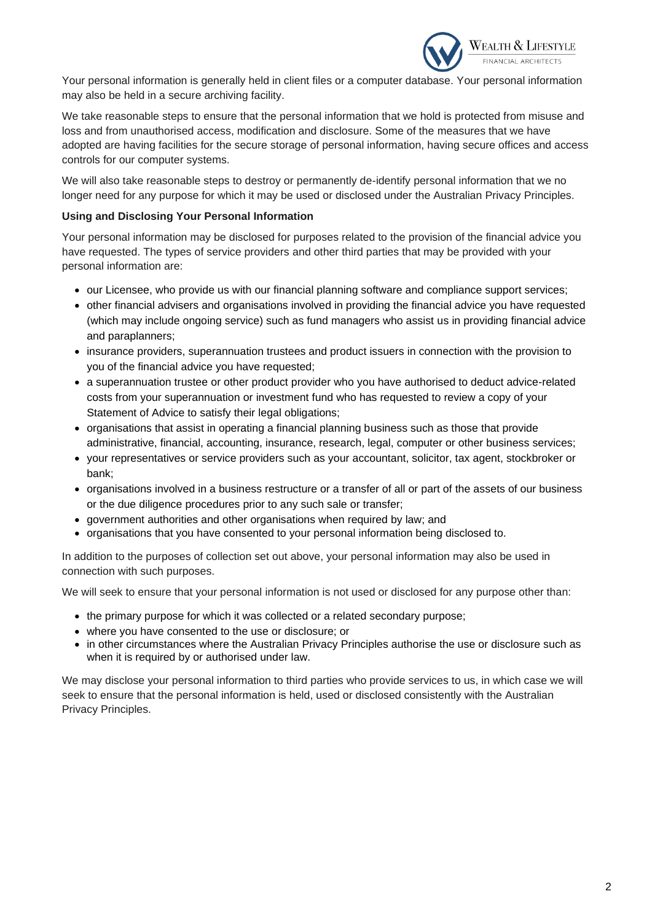Your personal information is generally held in client files or a computer database. Your personal information may also be held in a secure archiving facility.

We take reasonable steps to ensure that the personal information that we hold is protected from misuse and loss and from unauthorised access, modification and disclosure. Some of the measures that we have adopted are having facilities for the secure storage of personal information, having secure offices and access controls for our computer systems.

We will also take reasonable steps to destroy or permanently de-identify personal information that we no longer need for any purpose for which it may be used or disclosed under the Australian Privacy Principles.

**Using and Disclosing Your Personal Information**

Your personal information may be disclosed for purposes related to the provision of the financial advice you have requested. The types of service providers and other third parties that may be provided with your personal information are:

- our Licensee, who provide us with our financial planning software and compliance support services;
- other financial advisers and organisations involved in providing the financial advice you have requested (which may include ongoing service) such as fund managers who assist us in providing financial advice and paraplanners;
- insurance providers, superannuation trustees and product issuers in connection with the provision to you of the financial advice you have requested;
- a superannuation trustee or other product provider who you have authorised to deduct advice-related costs from your superannuation or investment fund who has requested to review a copy of your Statement of Advice to satisfy their legal obligations;
- organisations that assist in operating a financial planning business such as those that provide administrative, financial, accounting, insurance, research, legal, computer or other business services;
- your representatives or service providers such as your accountant, solicitor, tax agent, stockbroker or bank;
- organisations involved in a business restructure or a transfer of all or part of the assets of our business or the due diligence procedures prior to any such sale or transfer;
- government authorities and other organisations when required by law; and
- organisations that you have consented to your personal information being disclosed to.

In addition to the purposes of collection set out above, your personal information may also be used in connection with such purposes.

We will seek to ensure that your personal information is not used or disclosed for any purpose other than:

- the primary purpose for which it was collected or a related secondary purpose;
- where you have consented to the use or disclosure; or
- in other circumstances where the Australian Privacy Principles authorise the use or disclosure such as when it is required by or authorised under law.

We may disclose your personal information to third parties who provide services to us, in which case we will seek to ensure that the personal information is held, used or disclosed consistently with the Australian Privacy Principles.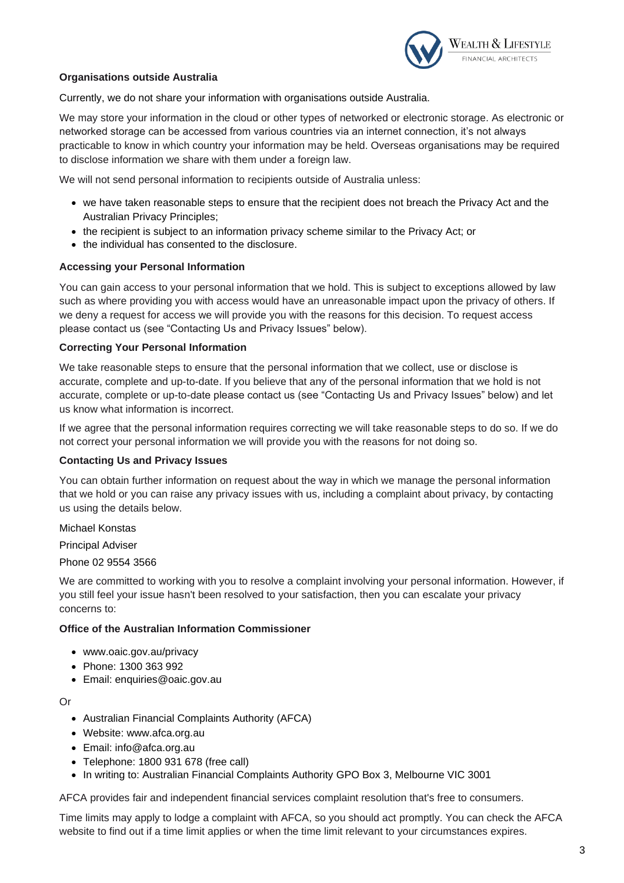### Organisations outside Australia

Currently, we do not share your information with organisations outside Australia.

We may store your information in the cloud or other types of networked or electronic storage. As electronic or networked storage can be accessed from various countries via an internet connection, it's not always practicable to know in which country your information may be held. Overseas organisations may be required to disclose information we share with them under a foreign law.

We will not send personal information to recipients outside of Australia unless:

- we have taken reasonable steps to ensure that the recipient does not breach the Privacy Act and the Australian Privacy Principles;
- the recipient is subject to an information privacy scheme similar to the Privacy Act; or
- the individual has consented to the disclosure.

### Accessing your Personal Information

You can gain access to your personal information that we hold. This is subject to exceptions allowed by law such as where providing you with access would have an unreasonable impact upon the privacy of others. If we deny a request for access we will provide you with the reasons for this decision. To request access please contact us (see "Contacting Us and Privacy Issues" below).

### Correcting Your Personal Information

We take reasonable steps to ensure that the personal information that we collect, use or disclose is accurate, complete and up-to-date. If you believe that any of the personal information that we hold is not accurate, complete or up-to-date please contact us (see "Contacting Us and Privacy Issues" below) and let us know what information is incorrect.

If we agree that the personal information requires correcting we will take reasonable steps to do so. If we do not correct your personal information we will provide you with the reasons for not doing so.

### Contacting Us and Privacy Issues

You can obtain further information on request about the way in which we manage the personal information that we hold or you can raise any privacy issues with us, including a complaint about privacy, by contacting us using the details below.

Michael Konstas

Principal Adviser

Phone 02 9554 3566

We are committed to working with you to resolve a complaint involving your personal information. However, if you still feel your issue hasn't been resolved to your satisfaction, then you can escalate your privacy concerns to:

### Office of the Australian Information Commissioner

- www.oaic.gov.au/privacy
- Phone: 1300 363 992
- Email: enquiries@oaic.gov.au

Or

- Australian Financial Complaints Authority (AFCA)
- Website: www.afca.org.au
- Email: info@afca.org.au
- Telephone: 1800 931 678 (free call)
- In writing to: Australian Financial Complaints Authority GPO Box 3, Melbourne VIC 3001

AFCA provides fair and independent financial services complaint resolution that's free to consumers.

Time limits may apply to lodge a complaint with AFCA, so you should act promptly. You can check the AFCA website to find out if a time limit applies or when the time limit relevant to your circumstances expires.